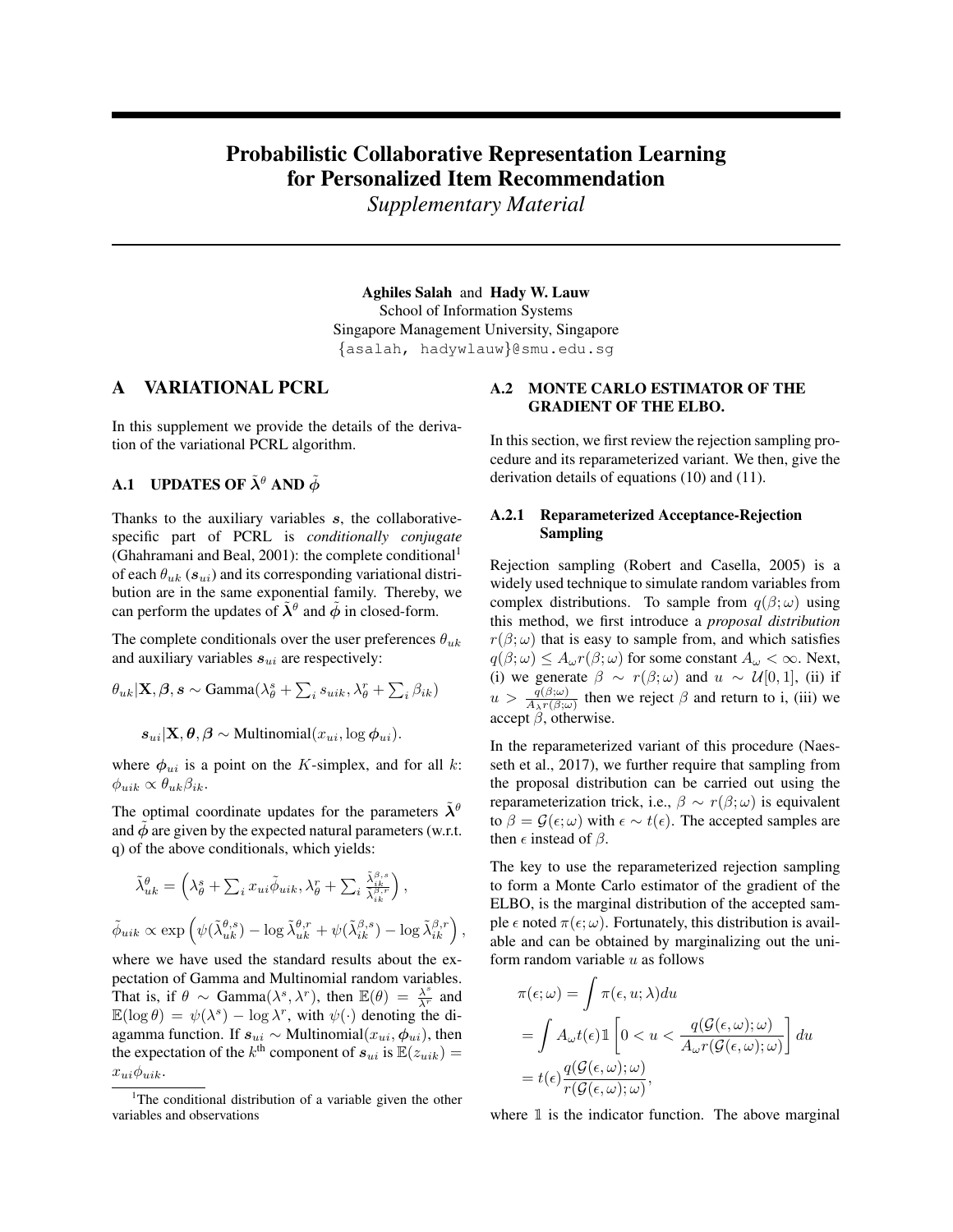# Probabilistic Collaborative Representation Learning for Personalized Item Recommendation

*Supplementary Material*

**Aghiles Salah** and **Hady W. Lauw**
School of Information Systems
Singapore Management University, Singapore
{asalah, hadywlauw}@smu.edu.sg

## A VARIATIONAL PCRL

In this supplement we provide the details of the derivation of the variational PCRL algorithm.

### A.1 UPDATES OF $\tilde{\lambda}^{\theta}$ AND $\tilde{\phi}$

Thanks to the auxiliary variables $\boldsymbol{s}$, the collaborative-specific part of PCRL is *conditionally conjugate* (Ghahramani and Beal, 2001): the complete conditional[1] of each $\theta_{uk}$ ($\boldsymbol{s}_{ui}$) and its corresponding variational distribution are in the same exponential family. Thereby, we can perform the updates of $\tilde{\boldsymbol{\lambda}}^{\theta}$ and $\tilde{\boldsymbol{\phi}}$ in closed-form.

The complete conditionals over the user preferences $\theta_{uk}$ and auxiliary variables $\boldsymbol{s}_{ui}$ are respectively:

$$\theta_{uk}|\mathbf{X}, \boldsymbol{\beta}, \boldsymbol{s} \sim \text{Gamma}(\lambda_{\theta}^{s} + \textstyle\sum_i s_{uik}, \lambda_{\theta}^{r} + \sum_i \beta_{ik})$$

$$\boldsymbol{s}_{ui}|\mathbf{X}, \boldsymbol{\theta}, \boldsymbol{\beta} \sim \text{Multinomial}(x_{ui}, \log \boldsymbol{\phi}_{ui}).$$

where $\boldsymbol{\phi}_{ui}$ is a point on the $K$-simplex, and for all $k$: $\phi_{uik} \propto \theta_{uk}\beta_{ik}$.

The optimal coordinate updates for the parameters $\tilde{\boldsymbol{\lambda}}^{\theta}$ and $\tilde{\boldsymbol{\phi}}$ are given by the expected natural parameters (w.r.t. q) of the above conditionals, which yields:

$$\tilde{\lambda}^{\theta}_{uk} = \left(\lambda_{\theta}^{s} + \textstyle\sum_i x_{ui}\tilde{\phi}_{uik}, \lambda_{\theta}^{r} + \sum_i \frac{\tilde{\lambda}^{\beta,s}_{ik}}{\tilde{\lambda}^{\beta,r}_{ik}}\right),$$

$$\tilde{\phi}_{uik} \propto \exp\left(\psi(\tilde{\lambda}^{\theta,s}_{uk}) - \log \tilde{\lambda}^{\theta,r}_{uk} + \psi(\tilde{\lambda}^{\beta,s}_{ik}) - \log \tilde{\lambda}^{\beta,r}_{ik}\right),$$

where we have used the standard results about the expectation of Gamma and Multinomial random variables. That is, if $\theta \sim \text{Gamma}(\lambda^s, \lambda^r)$, then $\mathbb{E}(\theta) = \frac{\lambda^s}{\lambda^r}$ and $\mathbb{E}(\log \theta) = \psi(\lambda^s) - \log \lambda^r$, with $\psi(\cdot)$ denoting the digamma function. If $\boldsymbol{s}_{ui} \sim \text{Multinomial}(x_{ui}, \boldsymbol{\phi}_{ui})$, then the expectation of the $k^{\text{th}}$ component of $\boldsymbol{s}_{ui}$ is $\mathbb{E}(z_{uik}) = x_{ui}\phi_{uik}$.

[1] The conditional distribution of a variable given the other variables and observations

### A.2 MONTE CARLO ESTIMATOR OF THE GRADIENT OF THE ELBO.

In this section, we first review the rejection sampling procedure and its reparameterized variant. We then, give the derivation details of equations (10) and (11).

#### A.2.1 Reparameterized Acceptance-Rejection Sampling

Rejection sampling (Robert and Casella, 2005) is a widely used technique to simulate random variables from complex distributions. To sample from $q(\beta;\omega)$ using this method, we first introduce a *proposal distribution* $r(\beta;\omega)$ that is easy to sample from, and which satisfies $q(\beta;\omega) \leq A_{\omega} r(\beta;\omega)$ for some constant $A_{\omega} < \infty$. Next, (i) we generate $\beta \sim r(\beta;\omega)$ and $u \sim \mathcal{U}[0,1]$, (ii) if $u > \frac{q(\beta;\omega)}{A_{\lambda} r(\beta;\omega)}$ then we reject $\beta$ and return to i, (iii) we accept $\beta$, otherwise.

In the reparameterized variant of this procedure (Naesseth et al., 2017), we further require that sampling from the proposal distribution can be carried out using the reparameterization trick, i.e., $\beta \sim r(\beta;\omega)$ is equivalent to $\beta = \mathcal{G}(\epsilon;\omega)$ with $\epsilon \sim t(\epsilon)$. The accepted samples are then $\epsilon$ instead of $\beta$.

The key to use the reparameterized rejection sampling to form a Monte Carlo estimator of the gradient of the ELBO, is the marginal distribution of the accepted sample $\epsilon$ noted $\pi(\epsilon;\omega)$. Fortunately, this distribution is available and can be obtained by marginalizing out the uniform random variable $u$ as follows

$$\begin{aligned}
\pi(\epsilon;\omega) &= \int \pi(\epsilon, u; \lambda) du \\
&= \int A_{\omega} t(\epsilon) \mathbb{1}\left[0 < u < \frac{q(\mathcal{G}(\epsilon,\omega);\omega)}{A_{\omega} r(\mathcal{G}(\epsilon,\omega);\omega)}\right] du \\
&= t(\epsilon) \frac{q(\mathcal{G}(\epsilon,\omega);\omega)}{r(\mathcal{G}(\epsilon,\omega);\omega)},
\end{aligned}$$

where $\mathbb{1}$ is the indicator function. The above marginal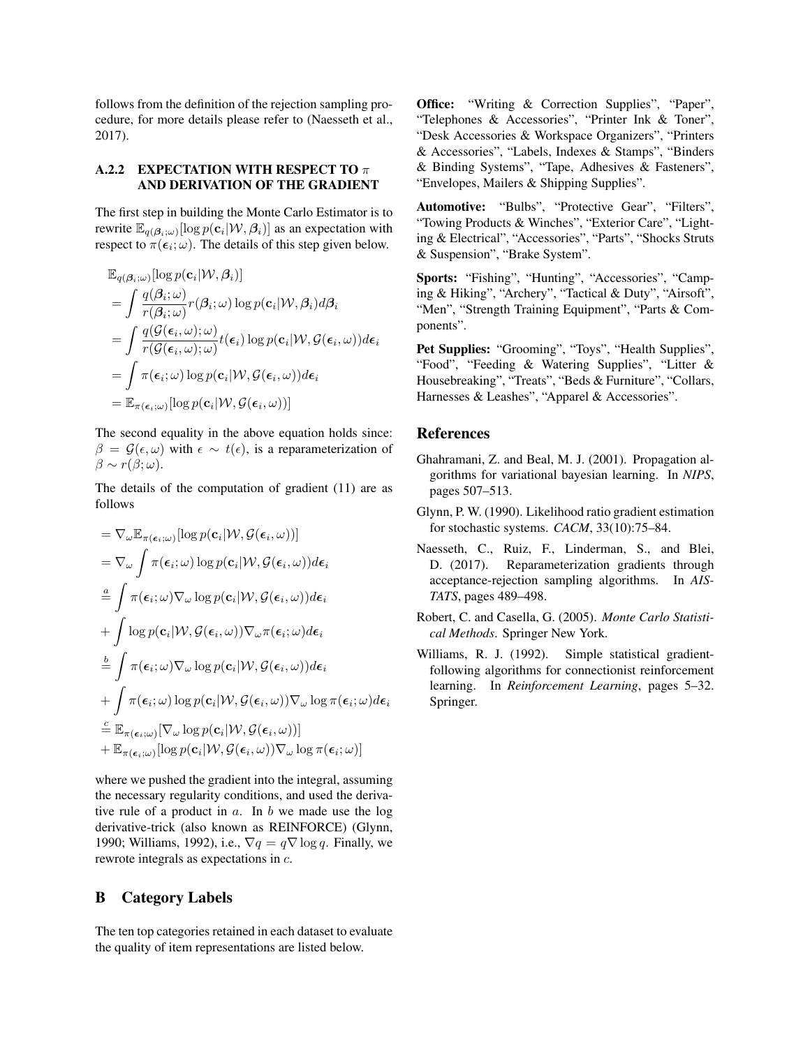follows from the definition of the rejection sampling procedure, for more details please refer to (Naesseth et al., 2017).

### A.2.2 EXPECTATION WITH RESPECT TO $\pi$ AND DERIVATION OF THE GRADIENT

The first step in building the Monte Carlo Estimator is to rewrite $\mathbb{E}_{q(\boldsymbol{\beta}_i;\omega)}[\log p(\mathbf{c}_i|\mathcal{W}, \boldsymbol{\beta}_i)]$ as an expectation with respect to $\pi(\boldsymbol{\epsilon}_i;\omega)$. The details of this step given below.

$$
\begin{aligned}
&\mathbb{E}_{q(\boldsymbol{\beta}_i;\omega)}[\log p(\mathbf{c}_i|\mathcal{W}, \boldsymbol{\beta}_i)] \\
&= \int \frac{q(\boldsymbol{\beta}_i;\omega)}{r(\boldsymbol{\beta}_i;\omega)} r(\boldsymbol{\beta}_i;\omega) \log p(\mathbf{c}_i|\mathcal{W}, \boldsymbol{\beta}_i) d\boldsymbol{\beta}_i \\
&= \int \frac{q(\mathcal{G}(\boldsymbol{\epsilon}_i,\omega);\omega)}{r(\mathcal{G}(\boldsymbol{\epsilon}_i,\omega);\omega)} t(\boldsymbol{\epsilon}_i) \log p(\mathbf{c}_i|\mathcal{W}, \mathcal{G}(\boldsymbol{\epsilon}_i,\omega)) d\boldsymbol{\epsilon}_i \\
&= \int \pi(\boldsymbol{\epsilon}_i;\omega) \log p(\mathbf{c}_i|\mathcal{W}, \mathcal{G}(\boldsymbol{\epsilon}_i,\omega)) d\boldsymbol{\epsilon}_i \\
&= \mathbb{E}_{\pi(\boldsymbol{\epsilon}_i;\omega)}[\log p(\mathbf{c}_i|\mathcal{W}, \mathcal{G}(\boldsymbol{\epsilon}_i,\omega))]
\end{aligned}
$$

The second equality in the above equation holds since: $\beta = \mathcal{G}(\epsilon, \omega)$ with $\epsilon \sim t(\epsilon)$, is a reparameterization of $\beta \sim r(\beta;\omega)$.

The details of the computation of gradient (11) are as follows

$$
\begin{aligned}
&= \nabla_\omega \mathbb{E}_{\pi(\boldsymbol{\epsilon}_i;\omega)}[\log p(\mathbf{c}_i|\mathcal{W}, \mathcal{G}(\boldsymbol{\epsilon}_i,\omega))] \\
&= \nabla_\omega \int \pi(\boldsymbol{\epsilon}_i;\omega) \log p(\mathbf{c}_i|\mathcal{W}, \mathcal{G}(\boldsymbol{\epsilon}_i,\omega)) d\boldsymbol{\epsilon}_i \\
&\stackrel{a}{=} \int \pi(\boldsymbol{\epsilon}_i;\omega) \nabla_\omega \log p(\mathbf{c}_i|\mathcal{W}, \mathcal{G}(\boldsymbol{\epsilon}_i,\omega)) d\boldsymbol{\epsilon}_i \\
&+ \int \log p(\mathbf{c}_i|\mathcal{W}, \mathcal{G}(\boldsymbol{\epsilon}_i,\omega)) \nabla_\omega \pi(\boldsymbol{\epsilon}_i;\omega) d\boldsymbol{\epsilon}_i \\
&\stackrel{b}{=} \int \pi(\boldsymbol{\epsilon}_i;\omega) \nabla_\omega \log p(\mathbf{c}_i|\mathcal{W}, \mathcal{G}(\boldsymbol{\epsilon}_i,\omega)) d\boldsymbol{\epsilon}_i \\
&+ \int \pi(\boldsymbol{\epsilon}_i;\omega) \log p(\mathbf{c}_i|\mathcal{W}, \mathcal{G}(\boldsymbol{\epsilon}_i,\omega)) \nabla_\omega \log \pi(\boldsymbol{\epsilon}_i;\omega) d\boldsymbol{\epsilon}_i \\
&\stackrel{c}{=} \mathbb{E}_{\pi(\boldsymbol{\epsilon}_i;\omega)}[\nabla_\omega \log p(\mathbf{c}_i|\mathcal{W}, \mathcal{G}(\boldsymbol{\epsilon}_i,\omega))] \\
&+ \mathbb{E}_{\pi(\boldsymbol{\epsilon}_i;\omega)}[\log p(\mathbf{c}_i|\mathcal{W}, \mathcal{G}(\boldsymbol{\epsilon}_i,\omega)) \nabla_\omega \log \pi(\boldsymbol{\epsilon}_i;\omega)]
\end{aligned}
$$

where we pushed the gradient into the integral, assuming the necessary regularity conditions, and used the derivative rule of a product in $a$. In $b$ we made use the log derivative-trick (also known as REINFORCE) (Glynn, 1990; Williams, 1992), i.e., $\nabla q = q \nabla \log q$. Finally, we rewrote integrals as expectations in $c$.

## B Category Labels

The ten top categories retained in each dataset to evaluate the quality of item representations are listed below.

**Office:** "Writing & Correction Supplies", "Paper", "Telephones & Accessories", "Printer Ink & Toner", "Desk Accessories & Workspace Organizers", "Printers & Accessories", "Labels, Indexes & Stamps", "Binders & Binding Systems", "Tape, Adhesives & Fasteners", "Envelopes, Mailers & Shipping Supplies".

**Automotive:** "Bulbs", "Protective Gear", "Filters", "Towing Products & Winches", "Exterior Care", "Lighting & Electrical", "Accessories", "Parts", "Shocks Struts & Suspension", "Brake System".

**Sports:** "Fishing", "Hunting", "Accessories", "Camping & Hiking", "Archery", "Tactical & Duty", "Airsoft", "Men", "Strength Training Equipment", "Parts & Components".

**Pet Supplies:** "Grooming", "Toys", "Health Supplies", "Food", "Feeding & Watering Supplies", "Litter & Housebreaking", "Treats", "Beds & Furniture", "Collars, Harnesses & Leashes", "Apparel & Accessories".

## References

Ghahramani, Z. and Beal, M. J. (2001). Propagation algorithms for variational bayesian learning. In *NIPS*, pages 507–513.

Glynn, P. W. (1990). Likelihood ratio gradient estimation for stochastic systems. *CACM*, 33(10):75–84.

Naesseth, C., Ruiz, F., Linderman, S., and Blei, D. (2017). Reparameterization gradients through acceptance-rejection sampling algorithms. In *AISTATS*, pages 489–498.

Robert, C. and Casella, G. (2005). *Monte Carlo Statistical Methods*. Springer New York.

Williams, R. J. (1992). Simple statistical gradient-following algorithms for connectionist reinforcement learning. In *Reinforcement Learning*, pages 5–32. Springer.